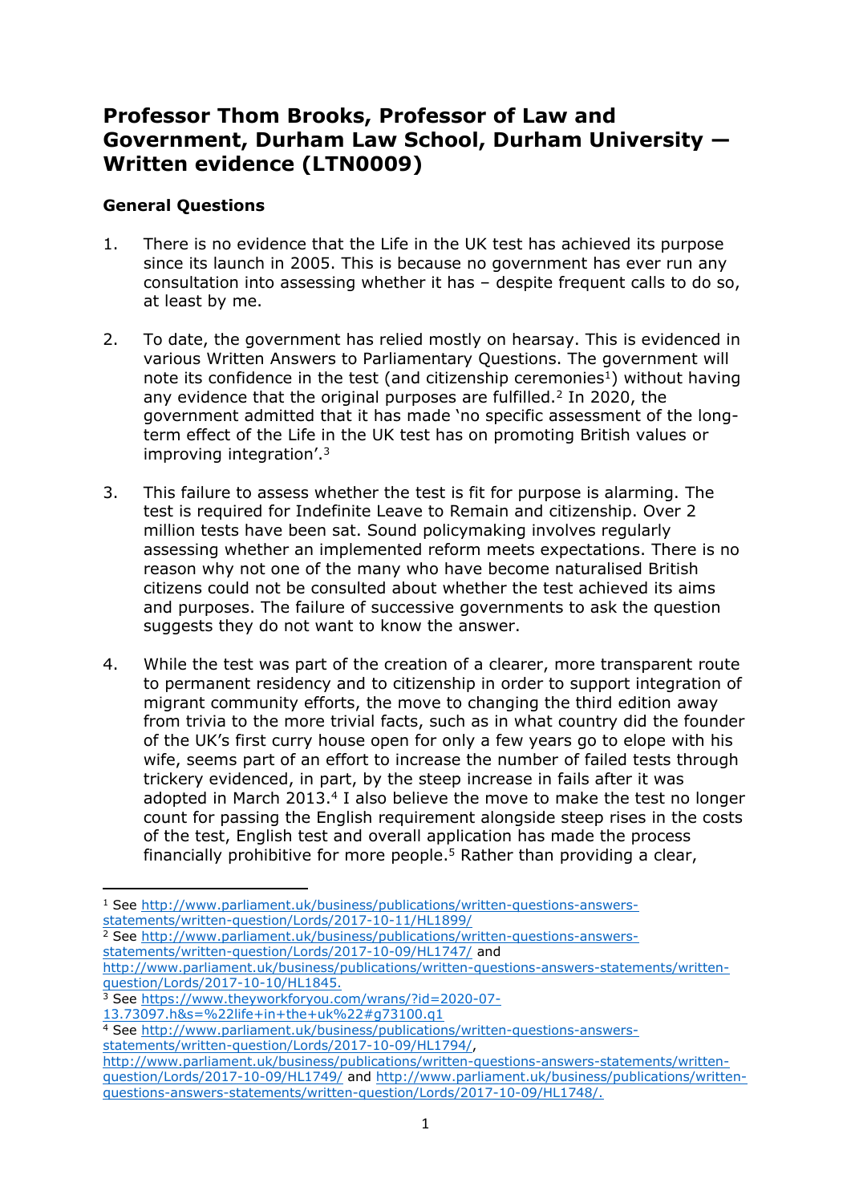# Professor Thom Brooks, Professor of Law and Government, Durham Law School, Durham University — Written evidence (LTN0009)

## General Questions

1. There is no evidence that the Life in the UK test has achieved its purpose since its launch in 2005. This is because no government has ever run any consultation into assessing whether it has – despite frequent calls to do so, at least by me.

2. To date, the government has relied mostly on hearsay. This is evidenced in various Written Answers to Parliamentary Questions. The government will note its confidence in the test (and citizenship ceremonies[1]) without having any evidence that the original purposes are fulfilled.[2] In 2020, the government admitted that it has made 'no specific assessment of the long-term effect of the Life in the UK test has on promoting British values or improving integration'.[3]

3. This failure to assess whether the test is fit for purpose is alarming. The test is required for Indefinite Leave to Remain and citizenship. Over 2 million tests have been sat. Sound policymaking involves regularly assessing whether an implemented reform meets expectations. There is no reason why not one of the many who have become naturalised British citizens could not be consulted about whether the test achieved its aims and purposes. The failure of successive governments to ask the question suggests they do not want to know the answer.

4. While the test was part of the creation of a clearer, more transparent route to permanent residency and to citizenship in order to support integration of migrant community efforts, the move to changing the third edition away from trivia to the more trivial facts, such as in what country did the founder of the UK's first curry house open for only a few years go to elope with his wife, seems part of an effort to increase the number of failed tests through trickery evidenced, in part, by the steep increase in fails after it was adopted in March 2013.[4] I also believe the move to make the test no longer count for passing the English requirement alongside steep rises in the costs of the test, English test and overall application has made the process financially prohibitive for more people.[5] Rather than providing a clear,

---

[1] See http://www.parliament.uk/business/publications/written-questions-answers-statements/written-question/Lords/2017-10-11/HL1899/

[2] See http://www.parliament.uk/business/publications/written-questions-answers-statements/written-question/Lords/2017-10-09/HL1747/ and http://www.parliament.uk/business/publications/written-questions-answers-statements/written-question/Lords/2017-10-10/HL1845.

[3] See https://www.theyworkforyou.com/wrans/?id=2020-07-13.73097.h&s=%22life+in+the+uk%22#g73100.q1

[4] See http://www.parliament.uk/business/publications/written-questions-answers-statements/written-question/Lords/2017-10-09/HL1794/, http://www.parliament.uk/business/publications/written-questions-answers-statements/written-question/Lords/2017-10-09/HL1749/ and http://www.parliament.uk/business/publications/written-questions-answers-statements/written-question/Lords/2017-10-09/HL1748/.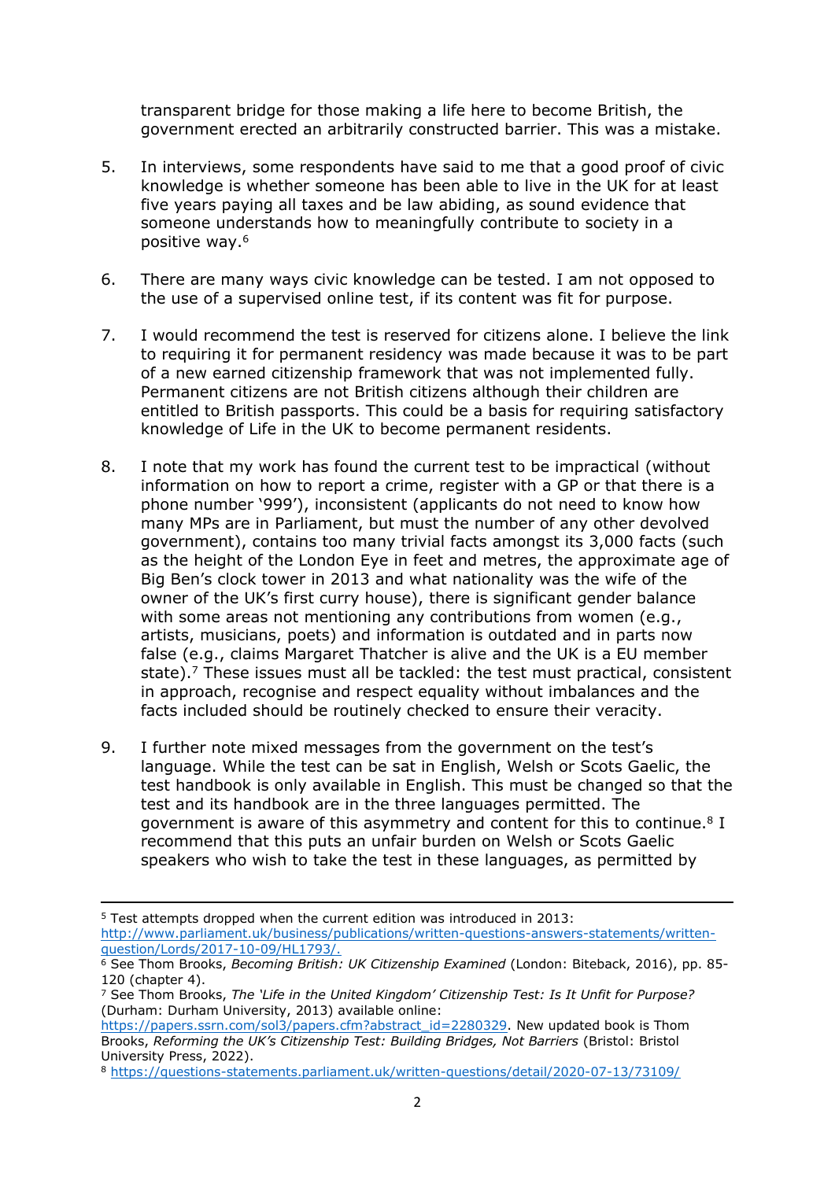transparent bridge for those making a life here to become British, the government erected an arbitrarily constructed barrier. This was a mistake.

5. In interviews, some respondents have said to me that a good proof of civic knowledge is whether someone has been able to live in the UK for at least five years paying all taxes and be law abiding, as sound evidence that someone understands how to meaningfully contribute to society in a positive way.[6]

6. There are many ways civic knowledge can be tested. I am not opposed to the use of a supervised online test, if its content was fit for purpose.

7. I would recommend the test is reserved for citizens alone. I believe the link to requiring it for permanent residency was made because it was to be part of a new earned citizenship framework that was not implemented fully. Permanent citizens are not British citizens although their children are entitled to British passports. This could be a basis for requiring satisfactory knowledge of Life in the UK to become permanent residents.

8. I note that my work has found the current test to be impractical (without information on how to report a crime, register with a GP or that there is a phone number '999'), inconsistent (applicants do not need to know how many MPs are in Parliament, but must the number of any other devolved government), contains too many trivial facts amongst its 3,000 facts (such as the height of the London Eye in feet and metres, the approximate age of Big Ben's clock tower in 2013 and what nationality was the wife of the owner of the UK's first curry house), there is significant gender balance with some areas not mentioning any contributions from women (e.g., artists, musicians, poets) and information is outdated and in parts now false (e.g., claims Margaret Thatcher is alive and the UK is a EU member state).[7] These issues must all be tackled: the test must practical, consistent in approach, recognise and respect equality without imbalances and the facts included should be routinely checked to ensure their veracity.

9. I further note mixed messages from the government on the test's language. While the test can be sat in English, Welsh or Scots Gaelic, the test handbook is only available in English. This must be changed so that the test and its handbook are in the three languages permitted. The government is aware of this asymmetry and content for this to continue.[8] I recommend that this puts an unfair burden on Welsh or Scots Gaelic speakers who wish to take the test in these languages, as permitted by

---

[5] Test attempts dropped when the current edition was introduced in 2013: http://www.parliament.uk/business/publications/written-questions-answers-statements/written-question/Lords/2017-10-09/HL1793/.

[6] See Thom Brooks, *Becoming British: UK Citizenship Examined* (London: Biteback, 2016), pp. 85-120 (chapter 4).

[7] See Thom Brooks, *The 'Life in the United Kingdom' Citizenship Test: Is It Unfit for Purpose?* (Durham: Durham University, 2013) available online: https://papers.ssrn.com/sol3/papers.cfm?abstract_id=2280329. New updated book is Thom Brooks, *Reforming the UK's Citizenship Test: Building Bridges, Not Barriers* (Bristol: Bristol University Press, 2022).

[8] https://questions-statements.parliament.uk/written-questions/detail/2020-07-13/73109/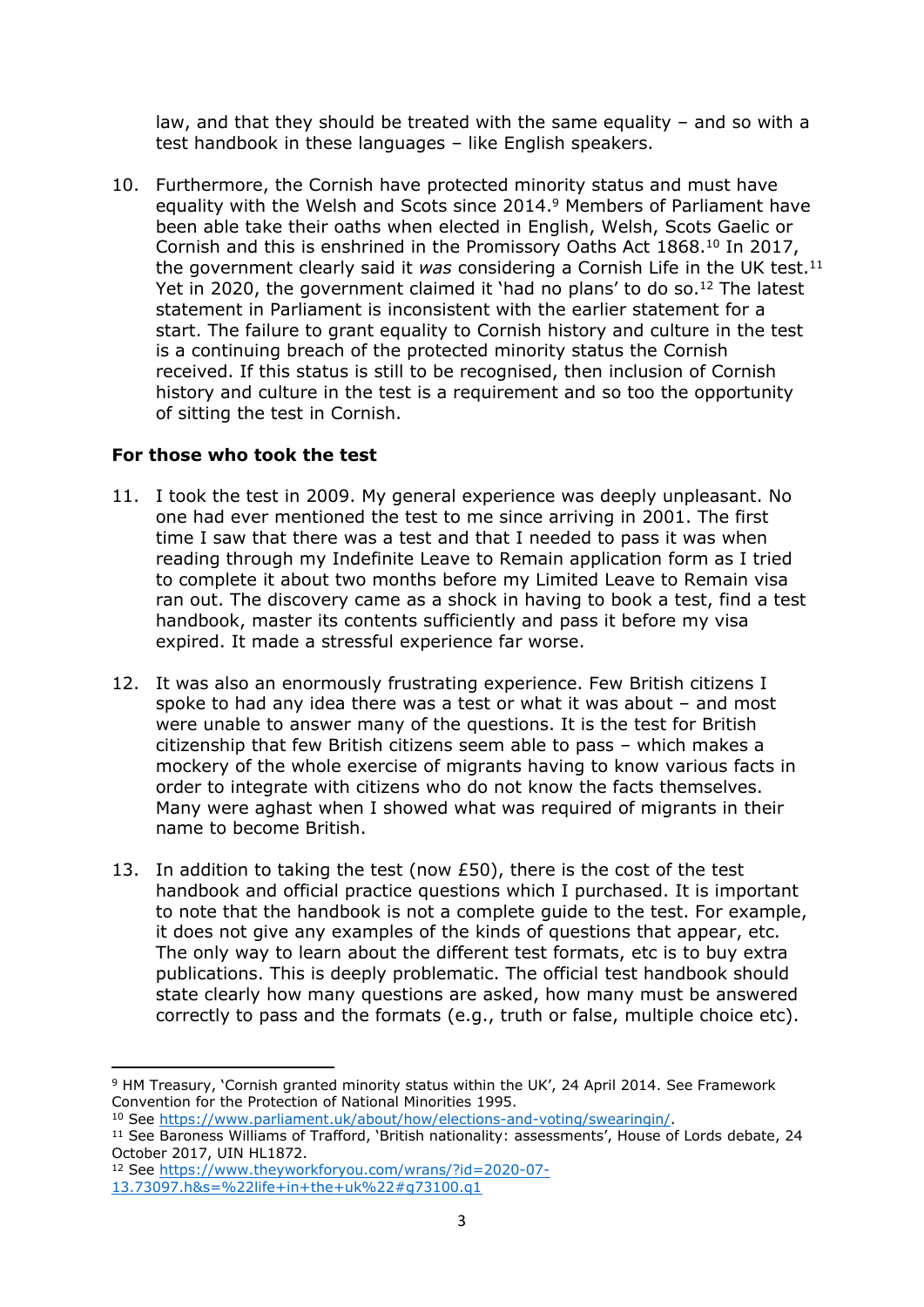law, and that they should be treated with the same equality – and so with a test handbook in these languages – like English speakers.

10. Furthermore, the Cornish have protected minority status and must have equality with the Welsh and Scots since 2014.[9] Members of Parliament have been able take their oaths when elected in English, Welsh, Scots Gaelic or Cornish and this is enshrined in the Promissory Oaths Act 1868.[10] In 2017, the government clearly said it *was* considering a Cornish Life in the UK test.[11] Yet in 2020, the government claimed it 'had no plans' to do so.[12] The latest statement in Parliament is inconsistent with the earlier statement for a start. The failure to grant equality to Cornish history and culture in the test is a continuing breach of the protected minority status the Cornish received. If this status is still to be recognised, then inclusion of Cornish history and culture in the test is a requirement and so too the opportunity of sitting the test in Cornish.

**For those who took the test**

11. I took the test in 2009. My general experience was deeply unpleasant. No one had ever mentioned the test to me since arriving in 2001. The first time I saw that there was a test and that I needed to pass it was when reading through my Indefinite Leave to Remain application form as I tried to complete it about two months before my Limited Leave to Remain visa ran out. The discovery came as a shock in having to book a test, find a test handbook, master its contents sufficiently and pass it before my visa expired. It made a stressful experience far worse.

12. It was also an enormously frustrating experience. Few British citizens I spoke to had any idea there was a test or what it was about – and most were unable to answer many of the questions. It is the test for British citizenship that few British citizens seem able to pass – which makes a mockery of the whole exercise of migrants having to know various facts in order to integrate with citizens who do not know the facts themselves. Many were aghast when I showed what was required of migrants in their name to become British.

13. In addition to taking the test (now £50), there is the cost of the test handbook and official practice questions which I purchased. It is important to note that the handbook is not a complete guide to the test. For example, it does not give any examples of the kinds of questions that appear, etc. The only way to learn about the different test formats, etc is to buy extra publications. This is deeply problematic. The official test handbook should state clearly how many questions are asked, how many must be answered correctly to pass and the formats (e.g., truth or false, multiple choice etc).

---

[9] HM Treasury, 'Cornish granted minority status within the UK', 24 April 2014. See Framework Convention for the Protection of National Minorities 1995.

[10] See https://www.parliament.uk/about/how/elections-and-voting/swearingin/.

[11] See Baroness Williams of Trafford, 'British nationality: assessments', House of Lords debate, 24 October 2017, UIN HL1872.

[12] See https://www.theyworkforyou.com/wrans/?id=2020-07-13.73097.h&s=%22life+in+the+uk%22#g73100.q1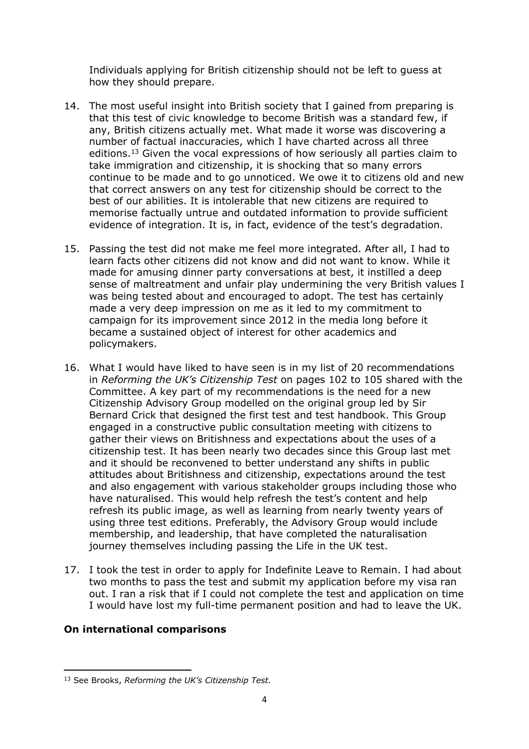Individuals applying for British citizenship should not be left to guess at how they should prepare.

14. The most useful insight into British society that I gained from preparing is that this test of civic knowledge to become British was a standard few, if any, British citizens actually met. What made it worse was discovering a number of factual inaccuracies, which I have charted across all three editions.[13] Given the vocal expressions of how seriously all parties claim to take immigration and citizenship, it is shocking that so many errors continue to be made and to go unnoticed. We owe it to citizens old and new that correct answers on any test for citizenship should be correct to the best of our abilities. It is intolerable that new citizens are required to memorise factually untrue and outdated information to provide sufficient evidence of integration. It is, in fact, evidence of the test's degradation.

15. Passing the test did not make me feel more integrated. After all, I had to learn facts other citizens did not know and did not want to know. While it made for amusing dinner party conversations at best, it instilled a deep sense of maltreatment and unfair play undermining the very British values I was being tested about and encouraged to adopt. The test has certainly made a very deep impression on me as it led to my commitment to campaign for its improvement since 2012 in the media long before it became a sustained object of interest for other academics and policymakers.

16. What I would have liked to have seen is in my list of 20 recommendations in *Reforming the UK's Citizenship Test* on pages 102 to 105 shared with the Committee. A key part of my recommendations is the need for a new Citizenship Advisory Group modelled on the original group led by Sir Bernard Crick that designed the first test and test handbook. This Group engaged in a constructive public consultation meeting with citizens to gather their views on Britishness and expectations about the uses of a citizenship test. It has been nearly two decades since this Group last met and it should be reconvened to better understand any shifts in public attitudes about Britishness and citizenship, expectations around the test and also engagement with various stakeholder groups including those who have naturalised. This would help refresh the test's content and help refresh its public image, as well as learning from nearly twenty years of using three test editions. Preferably, the Advisory Group would include membership, and leadership, that have completed the naturalisation journey themselves including passing the Life in the UK test.

17. I took the test in order to apply for Indefinite Leave to Remain. I had about two months to pass the test and submit my application before my visa ran out. I ran a risk that if I could not complete the test and application on time I would have lost my full-time permanent position and had to leave the UK.

**On international comparisons**

[13] See Brooks, *Reforming the UK's Citizenship Test*.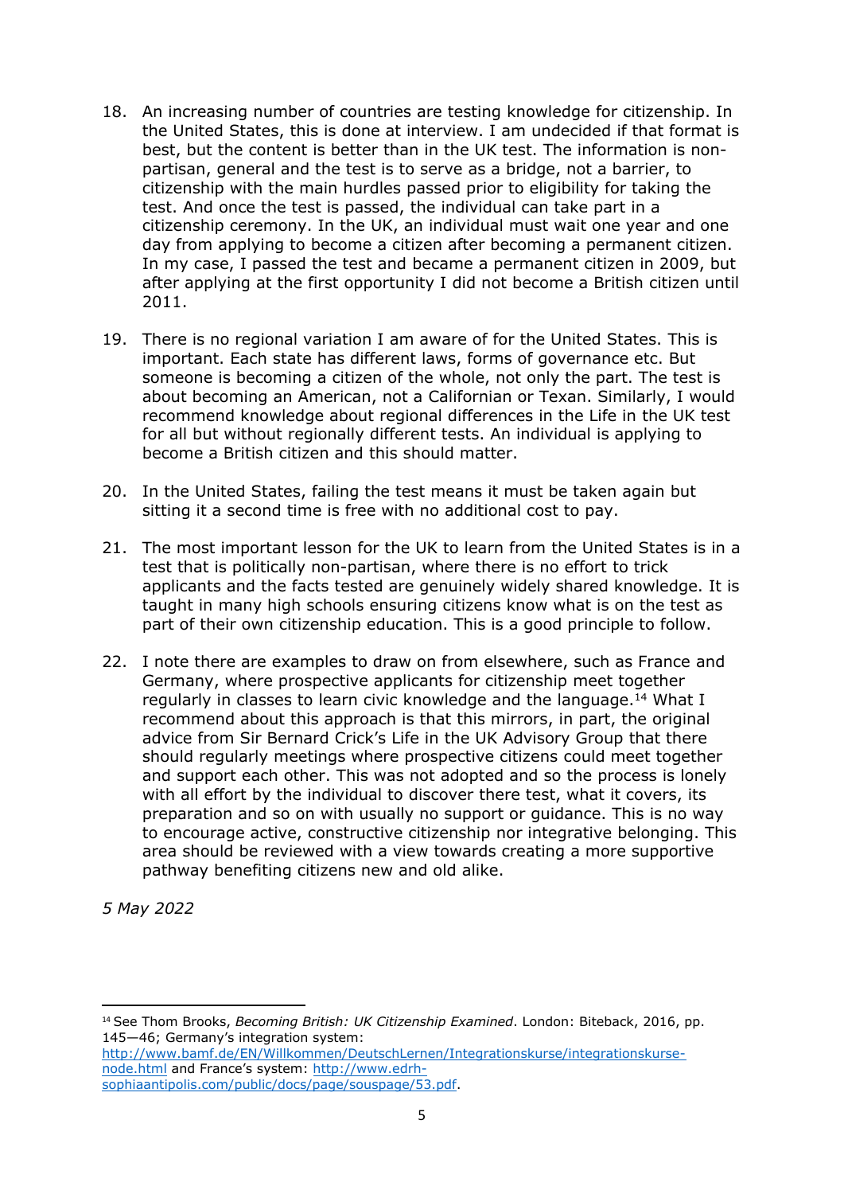18. An increasing number of countries are testing knowledge for citizenship. In the United States, this is done at interview. I am undecided if that format is best, but the content is better than in the UK test. The information is non-partisan, general and the test is to serve as a bridge, not a barrier, to citizenship with the main hurdles passed prior to eligibility for taking the test. And once the test is passed, the individual can take part in a citizenship ceremony. In the UK, an individual must wait one year and one day from applying to become a citizen after becoming a permanent citizen. In my case, I passed the test and became a permanent citizen in 2009, but after applying at the first opportunity I did not become a British citizen until 2011.

19. There is no regional variation I am aware of for the United States. This is important. Each state has different laws, forms of governance etc. But someone is becoming a citizen of the whole, not only the part. The test is about becoming an American, not a Californian or Texan. Similarly, I would recommend knowledge about regional differences in the Life in the UK test for all but without regionally different tests. An individual is applying to become a British citizen and this should matter.

20. In the United States, failing the test means it must be taken again but sitting it a second time is free with no additional cost to pay.

21. The most important lesson for the UK to learn from the United States is in a test that is politically non-partisan, where there is no effort to trick applicants and the facts tested are genuinely widely shared knowledge. It is taught in many high schools ensuring citizens know what is on the test as part of their own citizenship education. This is a good principle to follow.

22. I note there are examples to draw on from elsewhere, such as France and Germany, where prospective applicants for citizenship meet together regularly in classes to learn civic knowledge and the language.[14] What I recommend about this approach is that this mirrors, in part, the original advice from Sir Bernard Crick's Life in the UK Advisory Group that there should regularly meetings where prospective citizens could meet together and support each other. This was not adopted and so the process is lonely with all effort by the individual to discover there test, what it covers, its preparation and so on with usually no support or guidance. This is no way to encourage active, constructive citizenship nor integrative belonging. This area should be reviewed with a view towards creating a more supportive pathway benefiting citizens new and old alike.

*5 May 2022*

[14] See Thom Brooks, *Becoming British: UK Citizenship Examined*. London: Biteback, 2016, pp. 145—46; Germany's integration system: http://www.bamf.de/EN/Willkommen/DeutschLernen/Integrationskurse/integrationskurse-node.html and France's system: http://www.edrh-sophiaantipolis.com/public/docs/page/souspage/53.pdf.